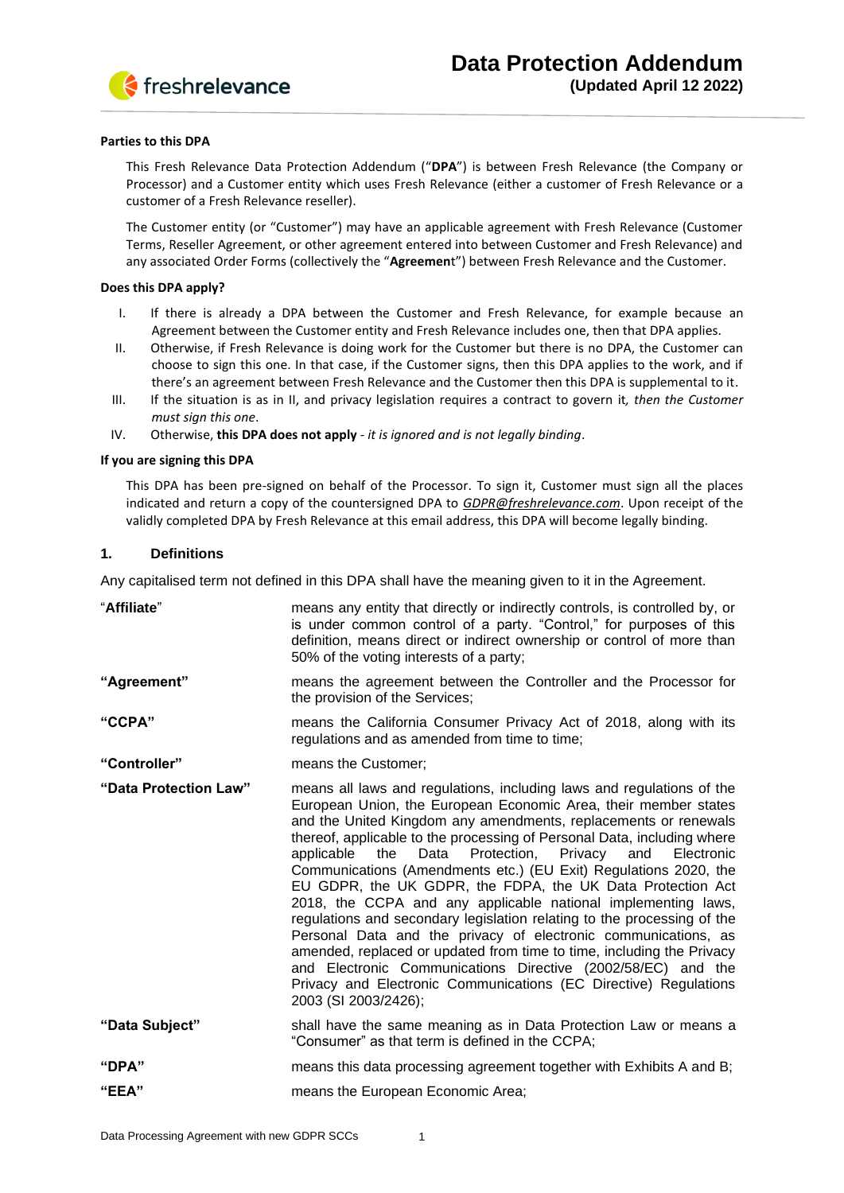# Data Protection Addendum

**(Updated April 12 2022)**

**Parties to this DPA**

This Fresh Relevance Data Protection Addendum ("**DPA**") is between Fresh Relevance (the Company or Processor) and a Customer entity which uses Fresh Relevance (either a customer of Fresh Relevance or a customer of a Fresh Relevance reseller).

The Customer entity (or "Customer") may have an applicable agreement with Fresh Relevance (Customer Terms, Reseller Agreement, or other agreement entered into between Customer and Fresh Relevance) and any associated Order Forms (collectively the "**Agreemen**t") between Fresh Relevance and the Customer.

**Does this DPA apply?**

I. If there is already a DPA between the Customer and Fresh Relevance, for example because an Agreement between the Customer entity and Fresh Relevance includes one, then that DPA applies.

II. Otherwise, if Fresh Relevance is doing work for the Customer but there is no DPA, the Customer can choose to sign this one. In that case, if the Customer signs, then this DPA applies to the work, and if there's an agreement between Fresh Relevance and the Customer then this DPA is supplemental to it.

III. If the situation is as in II, and privacy legislation requires a contract to govern it*, then the Customer must sign this one*.

IV. Otherwise, **this DPA does not apply** - *it is ignored and is not legally binding*.

**If you are signing this DPA**

This DPA has been pre-signed on behalf of the Processor. To sign it, Customer must sign all the places indicated and return a copy of the countersigned DPA to *GDPR@freshrelevance.com*. Upon receipt of the validly completed DPA by Fresh Relevance at this email address, this DPA will become legally binding.

## 1. Definitions

Any capitalised term not defined in this DPA shall have the meaning given to it in the Agreement.

| | |
|---|---|
| "**Affiliate**" | means any entity that directly or indirectly controls, is controlled by, or is under common control of a party. "Control," for purposes of this definition, means direct or indirect ownership or control of more than 50% of the voting interests of a party; |
| **"Agreement"** | means the agreement between the Controller and the Processor for the provision of the Services; |
| **"CCPA"** | means the California Consumer Privacy Act of 2018, along with its regulations and as amended from time to time; |
| **"Controller"** | means the Customer; |
| **"Data Protection Law"** | means all laws and regulations, including laws and regulations of the European Union, the European Economic Area, their member states and the United Kingdom any amendments, replacements or renewals thereof, applicable to the processing of Personal Data, including where applicable the Data Protection, Privacy and Electronic Communications (Amendments etc.) (EU Exit) Regulations 2020, the EU GDPR, the UK GDPR, the FDPA, the UK Data Protection Act 2018, the CCPA and any applicable national implementing laws, regulations and secondary legislation relating to the processing of the Personal Data and the privacy of electronic communications, as amended, replaced or updated from time to time, including the Privacy and Electronic Communications Directive (2002/58/EC) and the Privacy and Electronic Communications (EC Directive) Regulations 2003 (SI 2003/2426); |
| **"Data Subject"** | shall have the same meaning as in Data Protection Law or means a "Consumer" as that term is defined in the CCPA; |
| **"DPA"** | means this data processing agreement together with Exhibits A and B; |
| **"EEA"** | means the European Economic Area; |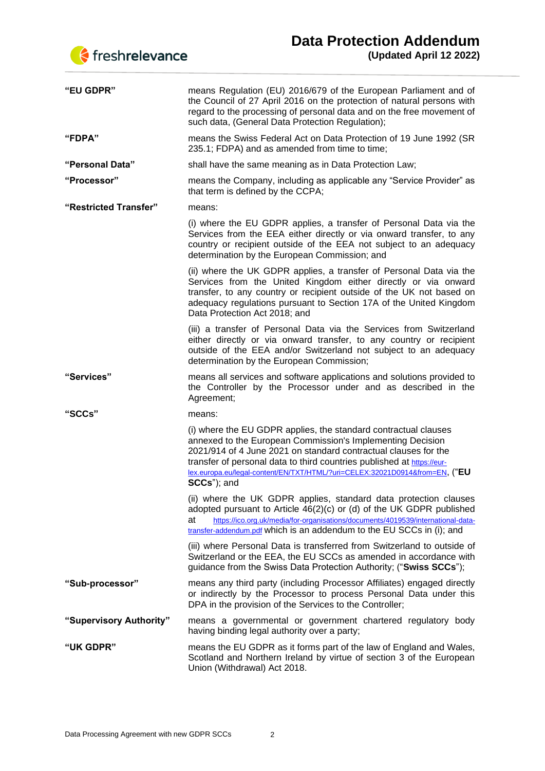| | |
|---|---|
| **"EU GDPR"** | means Regulation (EU) 2016/679 of the European Parliament and of the Council of 27 April 2016 on the protection of natural persons with regard to the processing of personal data and on the free movement of such data, (General Data Protection Regulation); |
| **"FDPA"** | means the Swiss Federal Act on Data Protection of 19 June 1992 (SR 235.1; FDPA) and as amended from time to time; |
| **"Personal Data"** | shall have the same meaning as in Data Protection Law; |
| **"Processor"** | means the Company, including as applicable any "Service Provider" as that term is defined by the CCPA; |
| **"Restricted Transfer"** | means:<br><br>(i) where the EU GDPR applies, a transfer of Personal Data via the Services from the EEA either directly or via onward transfer, to any country or recipient outside of the EEA not subject to an adequacy determination by the European Commission; and<br><br>(ii) where the UK GDPR applies, a transfer of Personal Data via the Services from the United Kingdom either directly or via onward transfer, to any country or recipient outside of the UK not based on adequacy regulations pursuant to Section 17A of the United Kingdom Data Protection Act 2018; and<br><br>(iii) a transfer of Personal Data via the Services from Switzerland either directly or via onward transfer, to any country or recipient outside of the EEA and/or Switzerland not subject to an adequacy determination by the European Commission; |
| **"Services"** | means all services and software applications and solutions provided to the Controller by the Processor under and as described in the Agreement; |
| **"SCCs"** | means:<br><br>(i) where the EU GDPR applies, the standard contractual clauses annexed to the European Commission's Implementing Decision 2021/914 of 4 June 2021 on standard contractual clauses for the transfer of personal data to third countries published at https://eur-lex.europa.eu/legal-content/EN/TXT/HTML/?uri=CELEX:32021D0914&from=EN, ("**EU SCCs**"); and<br><br>(ii) where the UK GDPR applies, standard data protection clauses adopted pursuant to Article 46(2)(c) or (d) of the UK GDPR published at https://ico.org.uk/media/for-organisations/documents/4019539/international-data-transfer-addendum.pdf which is an addendum to the EU SCCs in (i); and<br><br>(iii) where Personal Data is transferred from Switzerland to outside of Switzerland or the EEA, the EU SCCs as amended in accordance with guidance from the Swiss Data Protection Authority; ("**Swiss SCCs**"); |
| **"Sub-processor"** | means any third party (including Processor Affiliates) engaged directly or indirectly by the Processor to process Personal Data under this DPA in the provision of the Services to the Controller; |
| **"Supervisory Authority"** | means a governmental or government chartered regulatory body having binding legal authority over a party; |
| **"UK GDPR"** | means the EU GDPR as it forms part of the law of England and Wales, Scotland and Northern Ireland by virtue of section 3 of the European Union (Withdrawal) Act 2018. |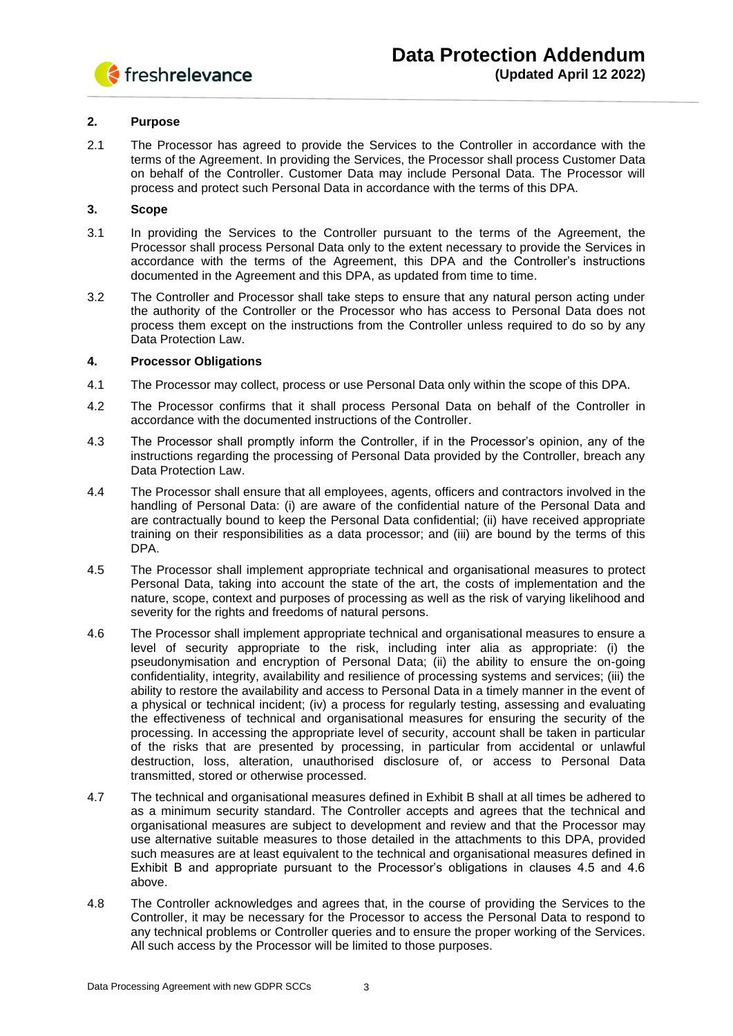## 2. Purpose

2.1 The Processor has agreed to provide the Services to the Controller in accordance with the terms of the Agreement. In providing the Services, the Processor shall process Customer Data on behalf of the Controller. Customer Data may include Personal Data. The Processor will process and protect such Personal Data in accordance with the terms of this DPA.

## 3. Scope

3.1 In providing the Services to the Controller pursuant to the terms of the Agreement, the Processor shall process Personal Data only to the extent necessary to provide the Services in accordance with the terms of the Agreement, this DPA and the Controller's instructions documented in the Agreement and this DPA, as updated from time to time.

3.2 The Controller and Processor shall take steps to ensure that any natural person acting under the authority of the Controller or the Processor who has access to Personal Data does not process them except on the instructions from the Controller unless required to do so by any Data Protection Law.

## 4. Processor Obligations

4.1 The Processor may collect, process or use Personal Data only within the scope of this DPA.

4.2 The Processor confirms that it shall process Personal Data on behalf of the Controller in accordance with the documented instructions of the Controller.

4.3 The Processor shall promptly inform the Controller, if in the Processor's opinion, any of the instructions regarding the processing of Personal Data provided by the Controller, breach any Data Protection Law.

4.4 The Processor shall ensure that all employees, agents, officers and contractors involved in the handling of Personal Data: (i) are aware of the confidential nature of the Personal Data and are contractually bound to keep the Personal Data confidential; (ii) have received appropriate training on their responsibilities as a data processor; and (iii) are bound by the terms of this DPA.

4.5 The Processor shall implement appropriate technical and organisational measures to protect Personal Data, taking into account the state of the art, the costs of implementation and the nature, scope, context and purposes of processing as well as the risk of varying likelihood and severity for the rights and freedoms of natural persons.

4.6 The Processor shall implement appropriate technical and organisational measures to ensure a level of security appropriate to the risk, including inter alia as appropriate: (i) the pseudonymisation and encryption of Personal Data; (ii) the ability to ensure the on-going confidentiality, integrity, availability and resilience of processing systems and services; (iii) the ability to restore the availability and access to Personal Data in a timely manner in the event of a physical or technical incident; (iv) a process for regularly testing, assessing and evaluating the effectiveness of technical and organisational measures for ensuring the security of the processing. In accessing the appropriate level of security, account shall be taken in particular of the risks that are presented by processing, in particular from accidental or unlawful destruction, loss, alteration, unauthorised disclosure of, or access to Personal Data transmitted, stored or otherwise processed.

4.7 The technical and organisational measures defined in Exhibit B shall at all times be adhered to as a minimum security standard. The Controller accepts and agrees that the technical and organisational measures are subject to development and review and that the Processor may use alternative suitable measures to those detailed in the attachments to this DPA, provided such measures are at least equivalent to the technical and organisational measures defined in Exhibit B and appropriate pursuant to the Processor's obligations in clauses 4.5 and 4.6 above.

4.8 The Controller acknowledges and agrees that, in the course of providing the Services to the Controller, it may be necessary for the Processor to access the Personal Data to respond to any technical problems or Controller queries and to ensure the proper working of the Services. All such access by the Processor will be limited to those purposes.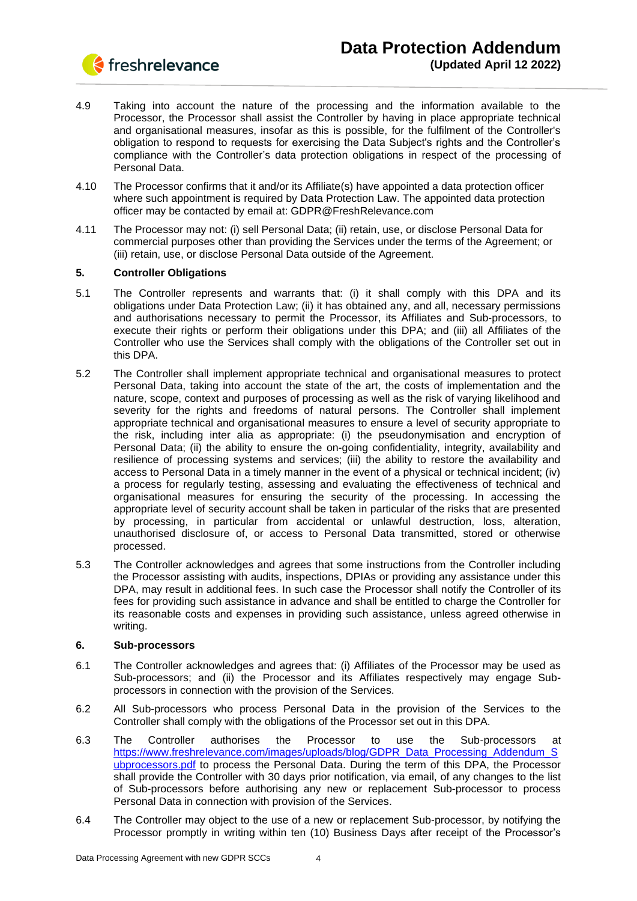4.9 Taking into account the nature of the processing and the information available to the Processor, the Processor shall assist the Controller by having in place appropriate technical and organisational measures, insofar as this is possible, for the fulfilment of the Controller's obligation to respond to requests for exercising the Data Subject's rights and the Controller's compliance with the Controller's data protection obligations in respect of the processing of Personal Data.

4.10 The Processor confirms that it and/or its Affiliate(s) have appointed a data protection officer where such appointment is required by Data Protection Law. The appointed data protection officer may be contacted by email at: GDPR@FreshRelevance.com

4.11 The Processor may not: (i) sell Personal Data; (ii) retain, use, or disclose Personal Data for commercial purposes other than providing the Services under the terms of the Agreement; or (iii) retain, use, or disclose Personal Data outside of the Agreement.

## 5. Controller Obligations

5.1 The Controller represents and warrants that: (i) it shall comply with this DPA and its obligations under Data Protection Law; (ii) it has obtained any, and all, necessary permissions and authorisations necessary to permit the Processor, its Affiliates and Sub-processors, to execute their rights or perform their obligations under this DPA; and (iii) all Affiliates of the Controller who use the Services shall comply with the obligations of the Controller set out in this DPA.

5.2 The Controller shall implement appropriate technical and organisational measures to protect Personal Data, taking into account the state of the art, the costs of implementation and the nature, scope, context and purposes of processing as well as the risk of varying likelihood and severity for the rights and freedoms of natural persons. The Controller shall implement appropriate technical and organisational measures to ensure a level of security appropriate to the risk, including inter alia as appropriate: (i) the pseudonymisation and encryption of Personal Data; (ii) the ability to ensure the on-going confidentiality, integrity, availability and resilience of processing systems and services; (iii) the ability to restore the availability and access to Personal Data in a timely manner in the event of a physical or technical incident; (iv) a process for regularly testing, assessing and evaluating the effectiveness of technical and organisational measures for ensuring the security of the processing. In accessing the appropriate level of security account shall be taken in particular of the risks that are presented by processing, in particular from accidental or unlawful destruction, loss, alteration, unauthorised disclosure of, or access to Personal Data transmitted, stored or otherwise processed.

5.3 The Controller acknowledges and agrees that some instructions from the Controller including the Processor assisting with audits, inspections, DPIAs or providing any assistance under this DPA, may result in additional fees. In such case the Processor shall notify the Controller of its fees for providing such assistance in advance and shall be entitled to charge the Controller for its reasonable costs and expenses in providing such assistance, unless agreed otherwise in writing.

## 6. Sub-processors

6.1 The Controller acknowledges and agrees that: (i) Affiliates of the Processor may be used as Sub-processors; and (ii) the Processor and its Affiliates respectively may engage Sub-processors in connection with the provision of the Services.

6.2 All Sub-processors who process Personal Data in the provision of the Services to the Controller shall comply with the obligations of the Processor set out in this DPA.

6.3 The Controller authorises the Processor to use the Sub-processors at [https://www.freshrelevance.com/images/uploads/blog/GDPR_Data_Processing_Addendum_Subprocessors.pdf](https://www.freshrelevance.com/images/uploads/blog/GDPR_Data_Processing_Addendum_Subprocessors.pdf) to process the Personal Data. During the term of this DPA, the Processor shall provide the Controller with 30 days prior notification, via email, of any changes to the list of Sub-processors before authorising any new or replacement Sub-processor to process Personal Data in connection with provision of the Services.

6.4 The Controller may object to the use of a new or replacement Sub-processor, by notifying the Processor promptly in writing within ten (10) Business Days after receipt of the Processor's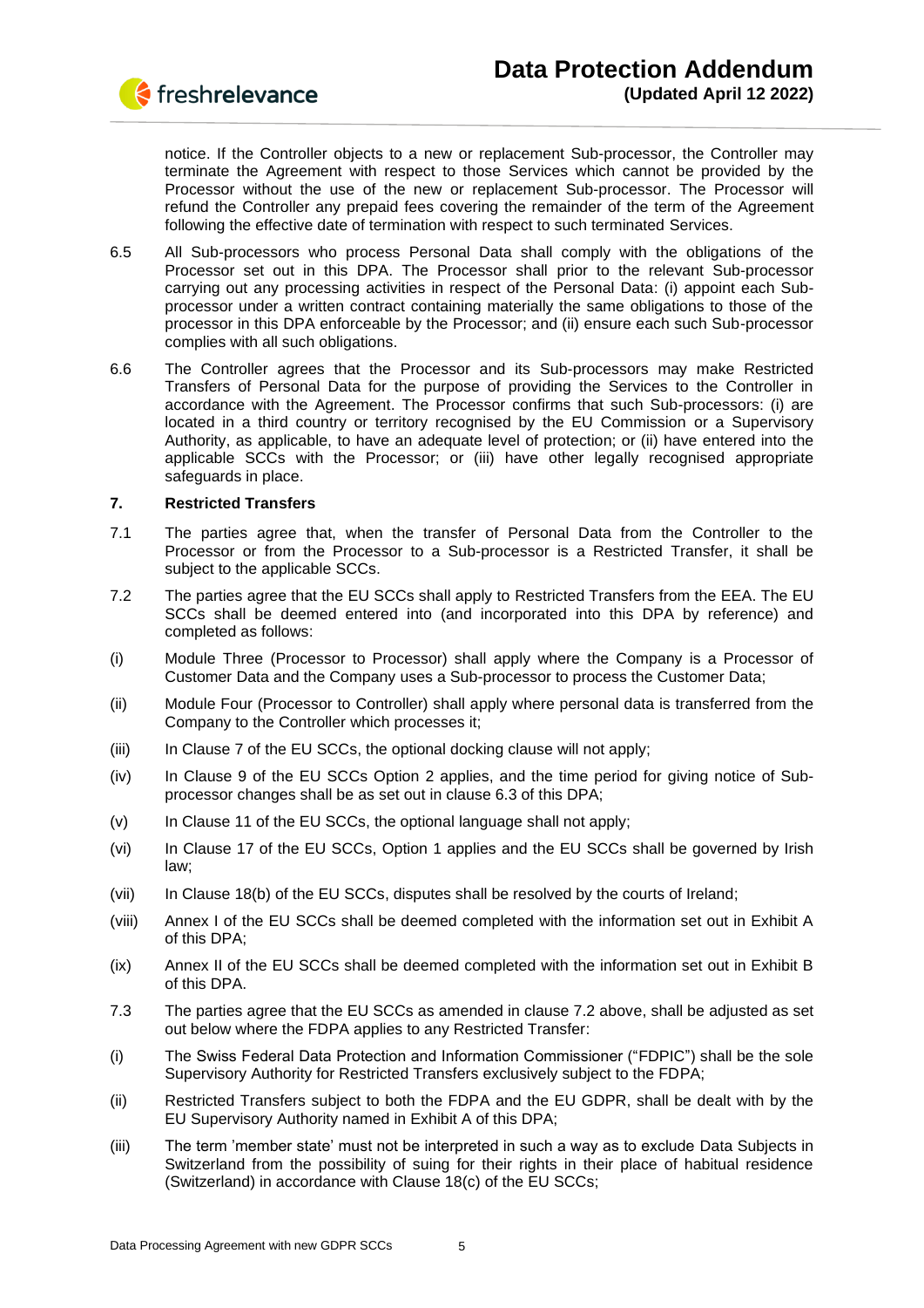notice. If the Controller objects to a new or replacement Sub-processor, the Controller may terminate the Agreement with respect to those Services which cannot be provided by the Processor without the use of the new or replacement Sub-processor. The Processor will refund the Controller any prepaid fees covering the remainder of the term of the Agreement following the effective date of termination with respect to such terminated Services.

6.5 All Sub-processors who process Personal Data shall comply with the obligations of the Processor set out in this DPA. The Processor shall prior to the relevant Sub-processor carrying out any processing activities in respect of the Personal Data: (i) appoint each Sub-processor under a written contract containing materially the same obligations to those of the processor in this DPA enforceable by the Processor; and (ii) ensure each such Sub-processor complies with all such obligations.

6.6 The Controller agrees that the Processor and its Sub-processors may make Restricted Transfers of Personal Data for the purpose of providing the Services to the Controller in accordance with the Agreement. The Processor confirms that such Sub-processors: (i) are located in a third country or territory recognised by the EU Commission or a Supervisory Authority, as applicable, to have an adequate level of protection; or (ii) have entered into the applicable SCCs with the Processor; or (iii) have other legally recognised appropriate safeguards in place.

## 7. Restricted Transfers

7.1 The parties agree that, when the transfer of Personal Data from the Controller to the Processor or from the Processor to a Sub-processor is a Restricted Transfer, it shall be subject to the applicable SCCs.

7.2 The parties agree that the EU SCCs shall apply to Restricted Transfers from the EEA. The EU SCCs shall be deemed entered into (and incorporated into this DPA by reference) and completed as follows:

(i) Module Three (Processor to Processor) shall apply where the Company is a Processor of Customer Data and the Company uses a Sub-processor to process the Customer Data;

(ii) Module Four (Processor to Controller) shall apply where personal data is transferred from the Company to the Controller which processes it;

(iii) In Clause 7 of the EU SCCs, the optional docking clause will not apply;

(iv) In Clause 9 of the EU SCCs Option 2 applies, and the time period for giving notice of Sub-processor changes shall be as set out in clause 6.3 of this DPA;

(v) In Clause 11 of the EU SCCs, the optional language shall not apply;

(vi) In Clause 17 of the EU SCCs, Option 1 applies and the EU SCCs shall be governed by Irish law;

(vii) In Clause 18(b) of the EU SCCs, disputes shall be resolved by the courts of Ireland;

(viii) Annex I of the EU SCCs shall be deemed completed with the information set out in Exhibit A of this DPA;

(ix) Annex II of the EU SCCs shall be deemed completed with the information set out in Exhibit B of this DPA.

7.3 The parties agree that the EU SCCs as amended in clause 7.2 above, shall be adjusted as set out below where the FDPA applies to any Restricted Transfer:

(i) The Swiss Federal Data Protection and Information Commissioner ("FDPIC") shall be the sole Supervisory Authority for Restricted Transfers exclusively subject to the FDPA;

(ii) Restricted Transfers subject to both the FDPA and the EU GDPR, shall be dealt with by the EU Supervisory Authority named in Exhibit A of this DPA;

(iii) The term 'member state' must not be interpreted in such a way as to exclude Data Subjects in Switzerland from the possibility of suing for their rights in their place of habitual residence (Switzerland) in accordance with Clause 18(c) of the EU SCCs;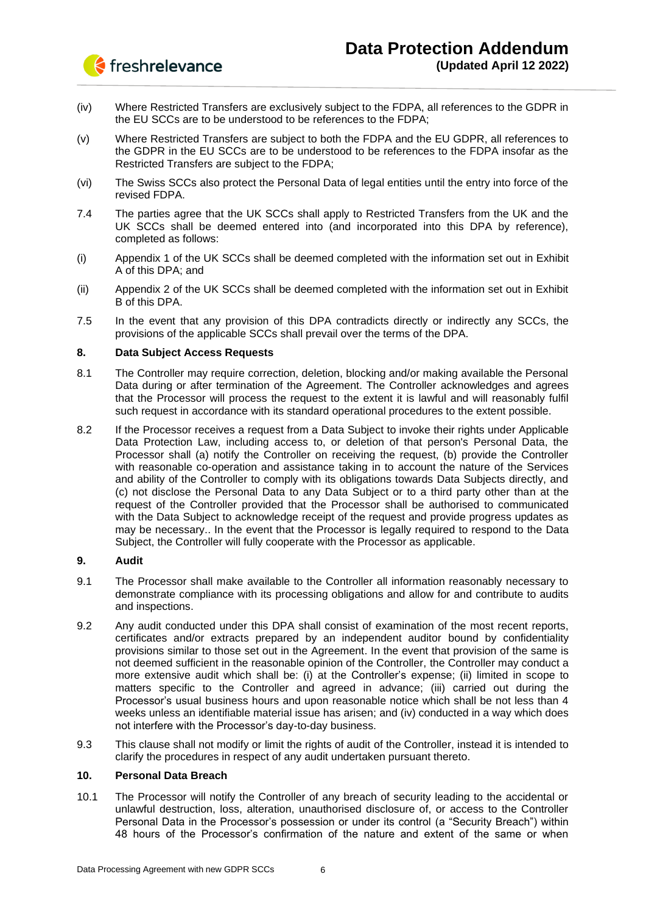(iv) Where Restricted Transfers are exclusively subject to the FDPA, all references to the GDPR in the EU SCCs are to be understood to be references to the FDPA;

(v) Where Restricted Transfers are subject to both the FDPA and the EU GDPR, all references to the GDPR in the EU SCCs are to be understood to be references to the FDPA insofar as the Restricted Transfers are subject to the FDPA;

(vi) The Swiss SCCs also protect the Personal Data of legal entities until the entry into force of the revised FDPA.

7.4 The parties agree that the UK SCCs shall apply to Restricted Transfers from the UK and the UK SCCs shall be deemed entered into (and incorporated into this DPA by reference), completed as follows:

(i) Appendix 1 of the UK SCCs shall be deemed completed with the information set out in Exhibit A of this DPA; and

(ii) Appendix 2 of the UK SCCs shall be deemed completed with the information set out in Exhibit B of this DPA.

7.5 In the event that any provision of this DPA contradicts directly or indirectly any SCCs, the provisions of the applicable SCCs shall prevail over the terms of the DPA.

**8. Data Subject Access Requests**

8.1 The Controller may require correction, deletion, blocking and/or making available the Personal Data during or after termination of the Agreement. The Controller acknowledges and agrees that the Processor will process the request to the extent it is lawful and will reasonably fulfil such request in accordance with its standard operational procedures to the extent possible.

8.2 If the Processor receives a request from a Data Subject to invoke their rights under Applicable Data Protection Law, including access to, or deletion of that person's Personal Data, the Processor shall (a) notify the Controller on receiving the request, (b) provide the Controller with reasonable co-operation and assistance taking in to account the nature of the Services and ability of the Controller to comply with its obligations towards Data Subjects directly, and (c) not disclose the Personal Data to any Data Subject or to a third party other than at the request of the Controller provided that the Processor shall be authorised to communicated with the Data Subject to acknowledge receipt of the request and provide progress updates as may be necessary.. In the event that the Processor is legally required to respond to the Data Subject, the Controller will fully cooperate with the Processor as applicable.

**9. Audit**

9.1 The Processor shall make available to the Controller all information reasonably necessary to demonstrate compliance with its processing obligations and allow for and contribute to audits and inspections.

9.2 Any audit conducted under this DPA shall consist of examination of the most recent reports, certificates and/or extracts prepared by an independent auditor bound by confidentiality provisions similar to those set out in the Agreement. In the event that provision of the same is not deemed sufficient in the reasonable opinion of the Controller, the Controller may conduct a more extensive audit which shall be: (i) at the Controller's expense; (ii) limited in scope to matters specific to the Controller and agreed in advance; (iii) carried out during the Processor's usual business hours and upon reasonable notice which shall be not less than 4 weeks unless an identifiable material issue has arisen; and (iv) conducted in a way which does not interfere with the Processor's day-to-day business.

9.3 This clause shall not modify or limit the rights of audit of the Controller, instead it is intended to clarify the procedures in respect of any audit undertaken pursuant thereto.

**10. Personal Data Breach**

10.1 The Processor will notify the Controller of any breach of security leading to the accidental or unlawful destruction, loss, alteration, unauthorised disclosure of, or access to the Controller Personal Data in the Processor's possession or under its control (a "Security Breach") within 48 hours of the Processor's confirmation of the nature and extent of the same or when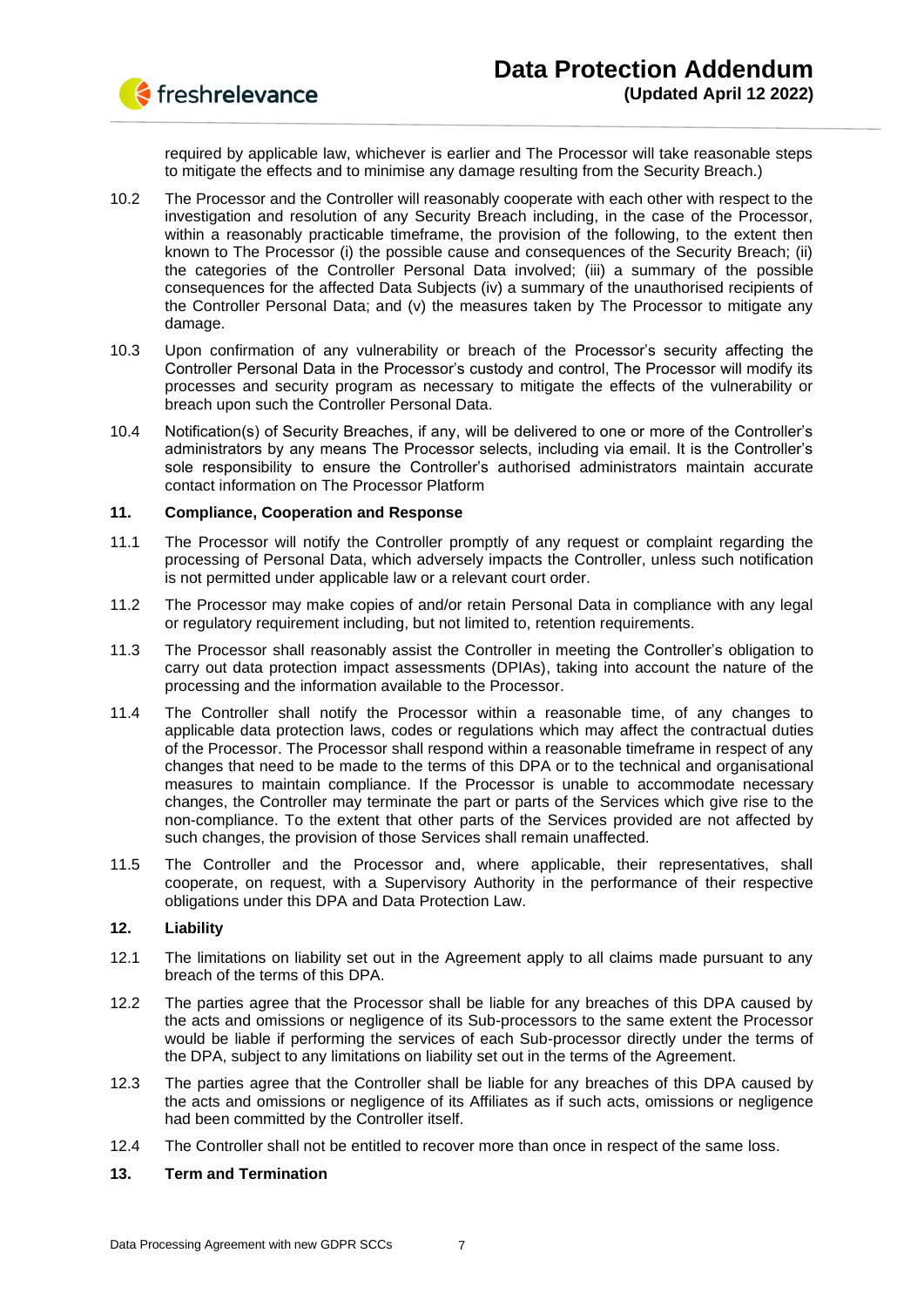required by applicable law, whichever is earlier and The Processor will take reasonable steps to mitigate the effects and to minimise any damage resulting from the Security Breach.)

10.2 The Processor and the Controller will reasonably cooperate with each other with respect to the investigation and resolution of any Security Breach including, in the case of the Processor, within a reasonably practicable timeframe, the provision of the following, to the extent then known to The Processor (i) the possible cause and consequences of the Security Breach; (ii) the categories of the Controller Personal Data involved; (iii) a summary of the possible consequences for the affected Data Subjects (iv) a summary of the unauthorised recipients of the Controller Personal Data; and (v) the measures taken by The Processor to mitigate any damage.

10.3 Upon confirmation of any vulnerability or breach of the Processor's security affecting the Controller Personal Data in the Processor's custody and control, The Processor will modify its processes and security program as necessary to mitigate the effects of the vulnerability or breach upon such the Controller Personal Data.

10.4 Notification(s) of Security Breaches, if any, will be delivered to one or more of the Controller's administrators by any means The Processor selects, including via email. It is the Controller's sole responsibility to ensure the Controller's authorised administrators maintain accurate contact information on The Processor Platform

## 11. Compliance, Cooperation and Response

11.1 The Processor will notify the Controller promptly of any request or complaint regarding the processing of Personal Data, which adversely impacts the Controller, unless such notification is not permitted under applicable law or a relevant court order.

11.2 The Processor may make copies of and/or retain Personal Data in compliance with any legal or regulatory requirement including, but not limited to, retention requirements.

11.3 The Processor shall reasonably assist the Controller in meeting the Controller's obligation to carry out data protection impact assessments (DPIAs), taking into account the nature of the processing and the information available to the Processor.

11.4 The Controller shall notify the Processor within a reasonable time, of any changes to applicable data protection laws, codes or regulations which may affect the contractual duties of the Processor. The Processor shall respond within a reasonable timeframe in respect of any changes that need to be made to the terms of this DPA or to the technical and organisational measures to maintain compliance. If the Processor is unable to accommodate necessary changes, the Controller may terminate the part or parts of the Services which give rise to the non-compliance. To the extent that other parts of the Services provided are not affected by such changes, the provision of those Services shall remain unaffected.

11.5 The Controller and the Processor and, where applicable, their representatives, shall cooperate, on request, with a Supervisory Authority in the performance of their respective obligations under this DPA and Data Protection Law.

## 12. Liability

12.1 The limitations on liability set out in the Agreement apply to all claims made pursuant to any breach of the terms of this DPA.

12.2 The parties agree that the Processor shall be liable for any breaches of this DPA caused by the acts and omissions or negligence of its Sub-processors to the same extent the Processor would be liable if performing the services of each Sub-processor directly under the terms of the DPA, subject to any limitations on liability set out in the terms of the Agreement.

12.3 The parties agree that the Controller shall be liable for any breaches of this DPA caused by the acts and omissions or negligence of its Affiliates as if such acts, omissions or negligence had been committed by the Controller itself.

12.4 The Controller shall not be entitled to recover more than once in respect of the same loss.

## 13. Term and Termination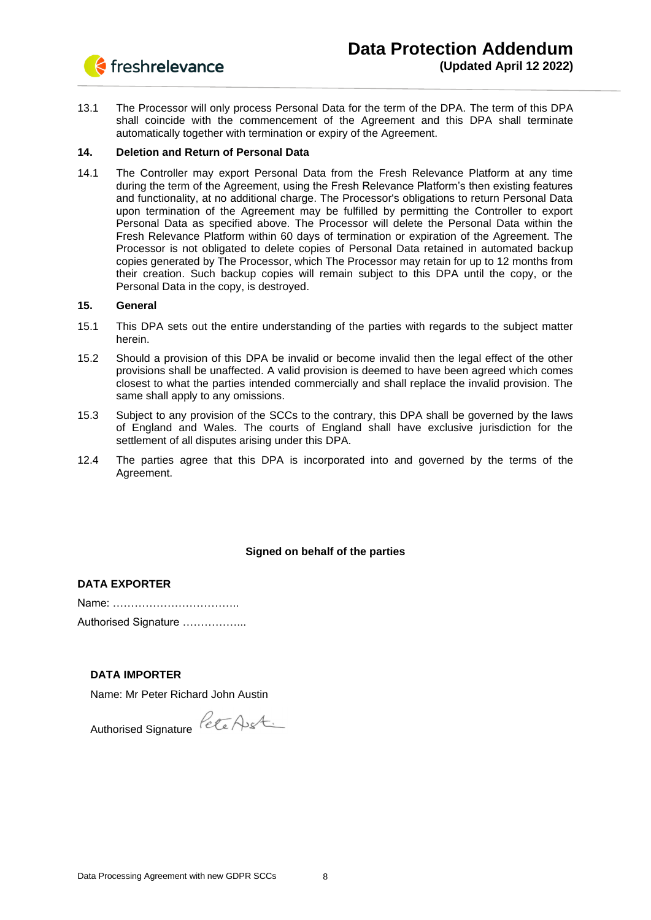13.1 The Processor will only process Personal Data for the term of the DPA. The term of this DPA shall coincide with the commencement of the Agreement and this DPA shall terminate automatically together with termination or expiry of the Agreement.

### 14. Deletion and Return of Personal Data

14.1 The Controller may export Personal Data from the Fresh Relevance Platform at any time during the term of the Agreement, using the Fresh Relevance Platform's then existing features and functionality, at no additional charge. The Processor's obligations to return Personal Data upon termination of the Agreement may be fulfilled by permitting the Controller to export Personal Data as specified above. The Processor will delete the Personal Data within the Fresh Relevance Platform within 60 days of termination or expiration of the Agreement. The Processor is not obligated to delete copies of Personal Data retained in automated backup copies generated by The Processor, which The Processor may retain for up to 12 months from their creation. Such backup copies will remain subject to this DPA until the copy, or the Personal Data in the copy, is destroyed.

### 15. General

15.1 This DPA sets out the entire understanding of the parties with regards to the subject matter herein.

15.2 Should a provision of this DPA be invalid or become invalid then the legal effect of the other provisions shall be unaffected. A valid provision is deemed to have been agreed which comes closest to what the parties intended commercially and shall replace the invalid provision. The same shall apply to any omissions.

15.3 Subject to any provision of the SCCs to the contrary, this DPA shall be governed by the laws of England and Wales. The courts of England shall have exclusive jurisdiction for the settlement of all disputes arising under this DPA.

12.4 The parties agree that this DPA is incorporated into and governed by the terms of the Agreement.

**Signed on behalf of the parties**

**DATA EXPORTER**

Name: ……………………………..

Authorised Signature ……………..

**DATA IMPORTER**

Name: Mr Peter Richard John Austin

Authorised Signature Pete Austin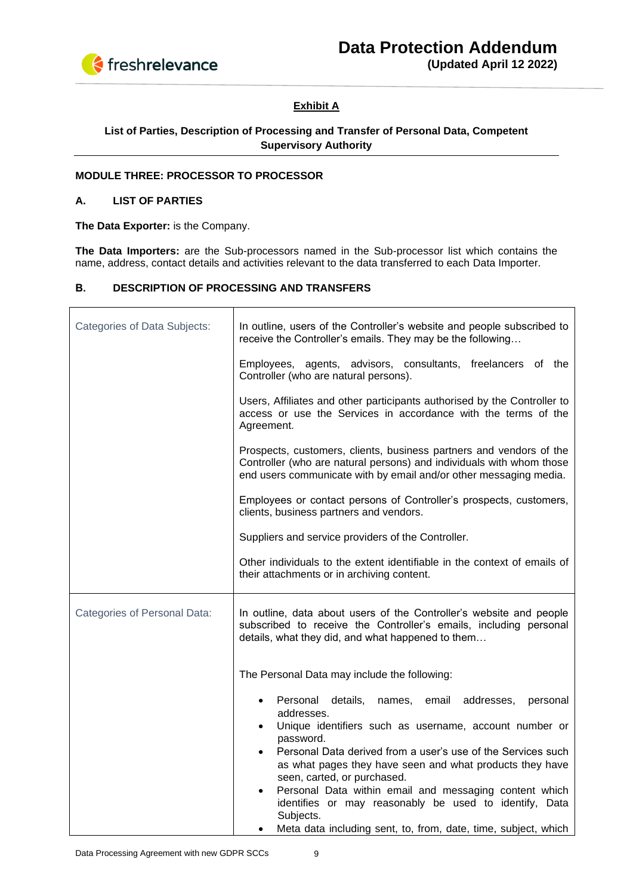## Exhibit A

**List of Parties, Description of Processing and Transfer of Personal Data, Competent Supervisory Authority**

**MODULE THREE: PROCESSOR TO PROCESSOR**

**A. LIST OF PARTIES**

**The Data Exporter:** is the Company.

**The Data Importers:** are the Sub-processors named in the Sub-processor list which contains the name, address, contact details and activities relevant to the data transferred to each Data Importer.

**B. DESCRIPTION OF PROCESSING AND TRANSFERS**

| | |
|---|---|
| Categories of Data Subjects: | In outline, users of the Controller's website and people subscribed to receive the Controller's emails. They may be the following…<br><br>Employees, agents, advisors, consultants, freelancers of the Controller (who are natural persons).<br><br>Users, Affiliates and other participants authorised by the Controller to access or use the Services in accordance with the terms of the Agreement.<br><br>Prospects, customers, clients, business partners and vendors of the Controller (who are natural persons) and individuals with whom those end users communicate with by email and/or other messaging media.<br><br>Employees or contact persons of Controller's prospects, customers, clients, business partners and vendors.<br><br>Suppliers and service providers of the Controller.<br><br>Other individuals to the extent identifiable in the context of emails of their attachments or in archiving content. |
| Categories of Personal Data: | In outline, data about users of the Controller's website and people subscribed to receive the Controller's emails, including personal details, what they did, and what happened to them…<br><br>The Personal Data may include the following:<br><br>• Personal details, names, email addresses, personal addresses.<br>• Unique identifiers such as username, account number or password.<br>• Personal Data derived from a user's use of the Services such as what pages they have seen and what products they have seen, carted, or purchased.<br>• Personal Data within email and messaging content which identifies or may reasonably be used to identify, Data Subjects.<br>• Meta data including sent, to, from, date, time, subject, which |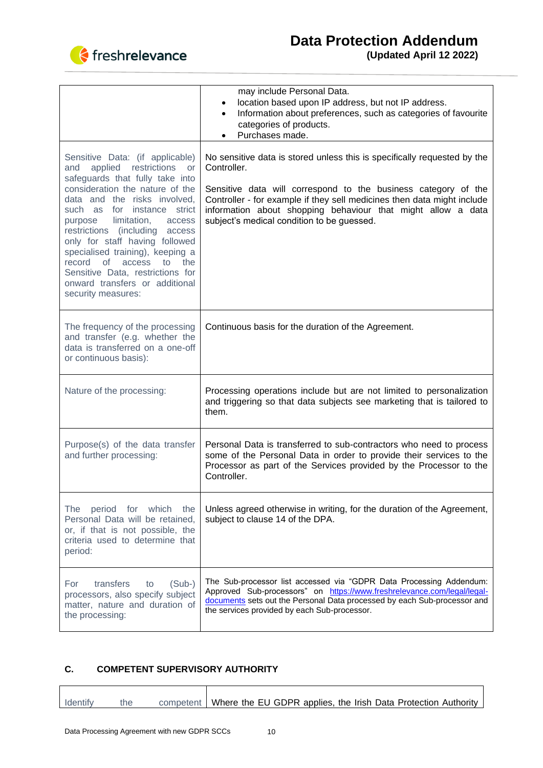| | |
|---|---|
| | may include Personal Data.<br>• location based upon IP address, but not IP address.<br>• Information about preferences, such as categories of favourite categories of products.<br>• Purchases made. |
| Sensitive Data: (if applicable) and applied restrictions or safeguards that fully take into consideration the nature of the data and the risks involved, such as for instance strict purpose limitation, access restrictions (including access only for staff having followed specialised training), keeping a record of access to the Sensitive Data, restrictions for onward transfers or additional security measures: | No sensitive data is stored unless this is specifically requested by the Controller.<br><br>Sensitive data will correspond to the business category of the Controller - for example if they sell medicines then data might include information about shopping behaviour that might allow a data subject's medical condition to be guessed. |
| The frequency of the processing and transfer (e.g. whether the data is transferred on a one-off or continuous basis): | Continuous basis for the duration of the Agreement. |
| Nature of the processing: | Processing operations include but are not limited to personalization and triggering so that data subjects see marketing that is tailored to them. |
| Purpose(s) of the data transfer and further processing: | Personal Data is transferred to sub-contractors who need to process some of the Personal Data in order to provide their services to the Processor as part of the Services provided by the Processor to the Controller. |
| The period for which the Personal Data will be retained, or, if that is not possible, the criteria used to determine that period: | Unless agreed otherwise in writing, for the duration of the Agreement, subject to clause 14 of the DPA. |
| For transfers to (Sub-) processors, also specify subject matter, nature and duration of the processing: | The Sub-processor list accessed via "GDPR Data Processing Addendum: Approved Sub-processors" on https://www.freshrelevance.com/legal/legal-documents sets out the Personal Data processed by each Sub-processor and the services provided by each Sub-processor. |

## C. COMPETENT SUPERVISORY AUTHORITY

| | |
|---|---|
| Identify the competent | Where the EU GDPR applies, the Irish Data Protection Authority |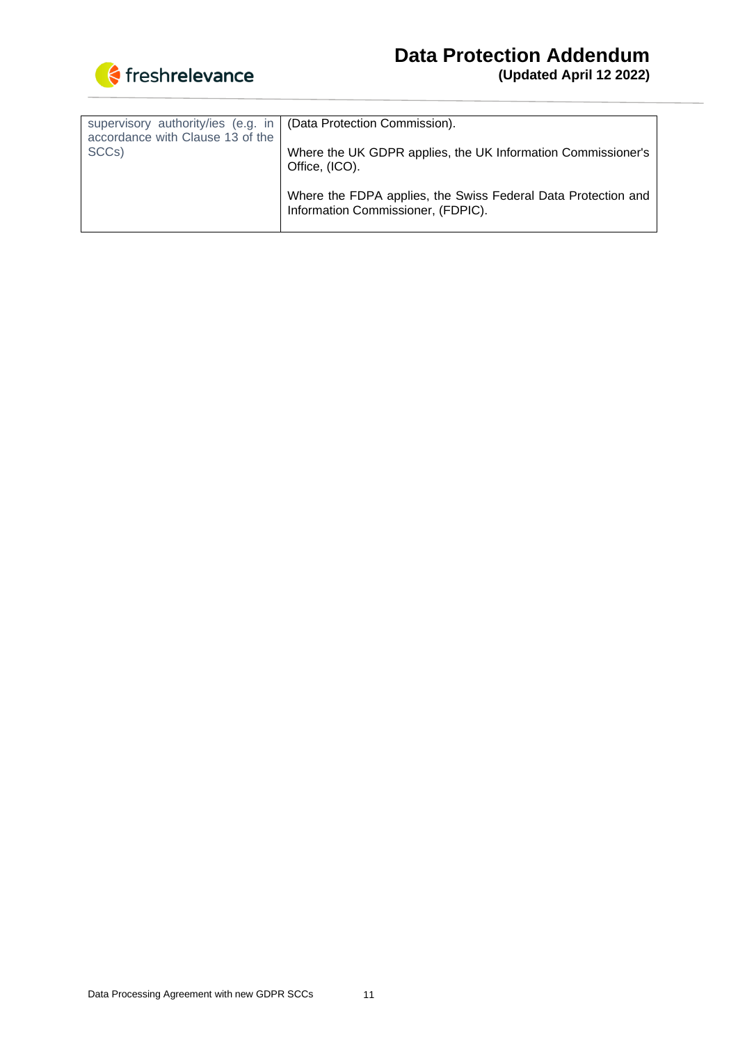| supervisory authority/ies (e.g. in accordance with Clause 13 of the SCCs) | (Data Protection Commission).<br><br>Where the UK GDPR applies, the UK Information Commissioner's Office, (ICO).<br><br>Where the FDPA applies, the Swiss Federal Data Protection and Information Commissioner, (FDPIC). |
|---|---|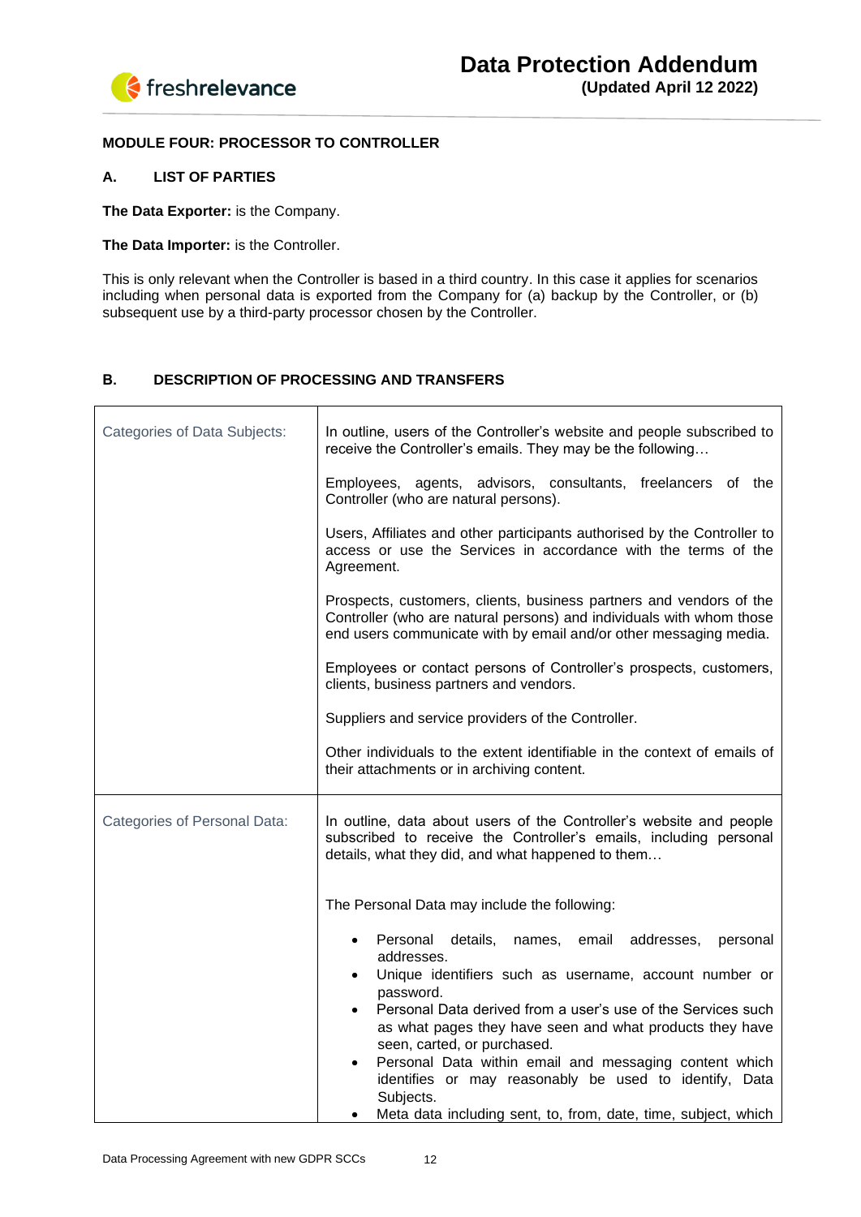**MODULE FOUR: PROCESSOR TO CONTROLLER**

**A. LIST OF PARTIES**

**The Data Exporter:** is the Company.

**The Data Importer:** is the Controller.

This is only relevant when the Controller is based in a third country. In this case it applies for scenarios including when personal data is exported from the Company for (a) backup by the Controller, or (b) subsequent use by a third-party processor chosen by the Controller.

**B. DESCRIPTION OF PROCESSING AND TRANSFERS**

| | |
|---|---|
| Categories of Data Subjects: | In outline, users of the Controller's website and people subscribed to receive the Controller's emails. They may be the following…<br><br>Employees, agents, advisors, consultants, freelancers of the Controller (who are natural persons).<br><br>Users, Affiliates and other participants authorised by the Controller to access or use the Services in accordance with the terms of the Agreement.<br><br>Prospects, customers, clients, business partners and vendors of the Controller (who are natural persons) and individuals with whom those end users communicate with by email and/or other messaging media.<br><br>Employees or contact persons of Controller's prospects, customers, clients, business partners and vendors.<br><br>Suppliers and service providers of the Controller.<br><br>Other individuals to the extent identifiable in the context of emails of their attachments or in archiving content. |
| Categories of Personal Data: | In outline, data about users of the Controller's website and people subscribed to receive the Controller's emails, including personal details, what they did, and what happened to them…<br><br>The Personal Data may include the following:<br><br>• Personal details, names, email addresses, personal addresses.<br>• Unique identifiers such as username, account number or password.<br>• Personal Data derived from a user's use of the Services such as what pages they have seen and what products they have seen, carted, or purchased.<br>• Personal Data within email and messaging content which identifies or may reasonably be used to identify, Data Subjects.<br>• Meta data including sent, to, from, date, time, subject, which |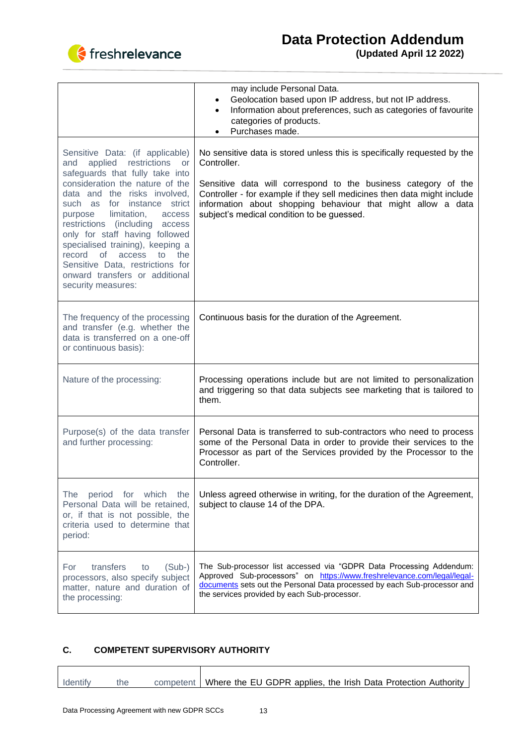| | |
|---|---|
| | may include Personal Data.<br>• Geolocation based upon IP address, but not IP address.<br>• Information about preferences, such as categories of favourite categories of products.<br>• Purchases made. |
| Sensitive Data: (if applicable) and applied restrictions or safeguards that fully take into consideration the nature of the data and the risks involved, such as for instance strict purpose limitation, access restrictions (including access only for staff having followed specialised training), keeping a record of access to the Sensitive Data, restrictions for onward transfers or additional security measures: | No sensitive data is stored unless this is specifically requested by the Controller.<br><br>Sensitive data will correspond to the business category of the Controller - for example if they sell medicines then data might include information about shopping behaviour that might allow a data subject's medical condition to be guessed. |
| The frequency of the processing and transfer (e.g. whether the data is transferred on a one-off or continuous basis): | Continuous basis for the duration of the Agreement. |
| Nature of the processing: | Processing operations include but are not limited to personalization and triggering so that data subjects see marketing that is tailored to them. |
| Purpose(s) of the data transfer and further processing: | Personal Data is transferred to sub-contractors who need to process some of the Personal Data in order to provide their services to the Processor as part of the Services provided by the Processor to the Controller. |
| The period for which the Personal Data will be retained, or, if that is not possible, the criteria used to determine that period: | Unless agreed otherwise in writing, for the duration of the Agreement, subject to clause 14 of the DPA. |
| For transfers to (Sub-) processors, also specify subject matter, nature and duration of the processing: | The Sub-processor list accessed via "GDPR Data Processing Addendum: Approved Sub-processors" on https://www.freshrelevance.com/legal/legal-documents sets out the Personal Data processed by each Sub-processor and the services provided by each Sub-processor. |

## C. COMPETENT SUPERVISORY AUTHORITY

| | |
|---|---|
| Identify the competent | Where the EU GDPR applies, the Irish Data Protection Authority |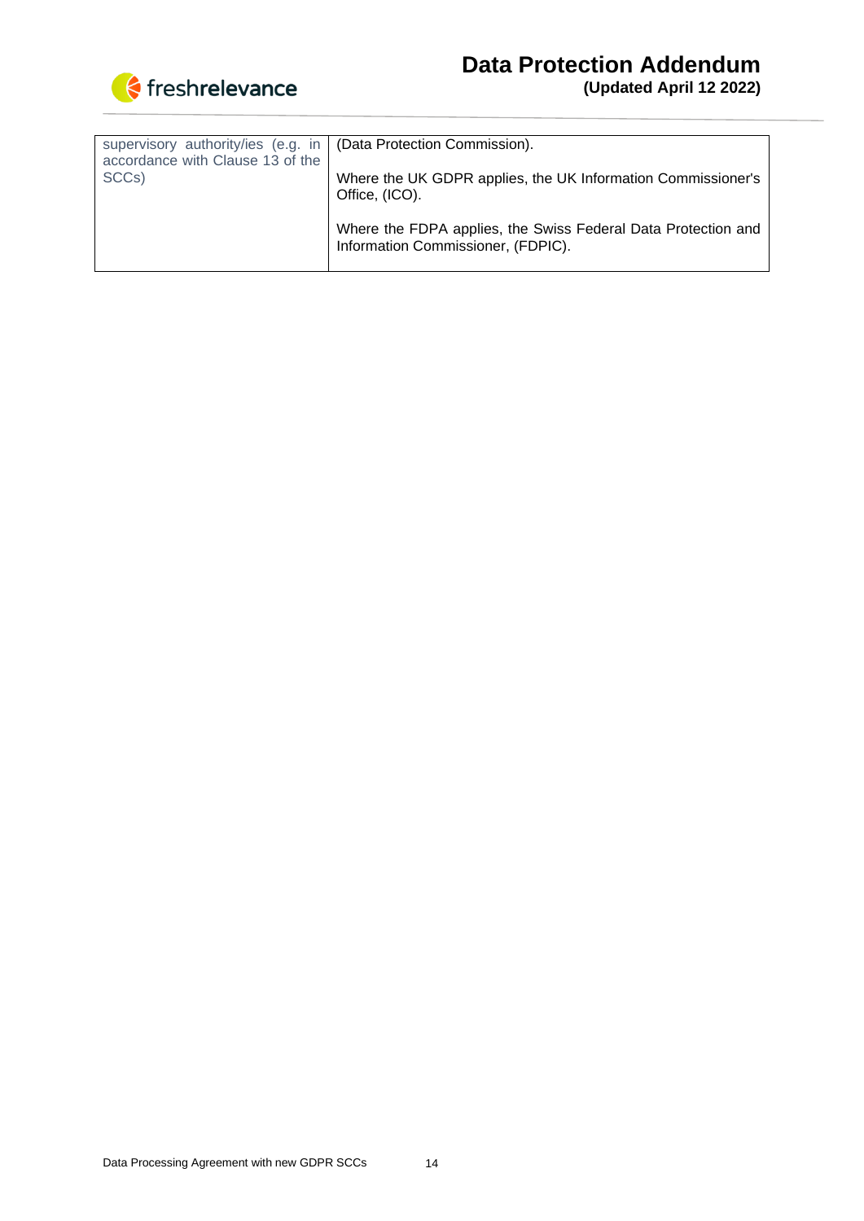| | |
|---|---|
| supervisory authority/ies (e.g. in accordance with Clause 13 of the SCCs) | (Data Protection Commission).<br><br>Where the UK GDPR applies, the UK Information Commissioner's Office, (ICO).<br><br>Where the FDPA applies, the Swiss Federal Data Protection and Information Commissioner, (FDPIC). |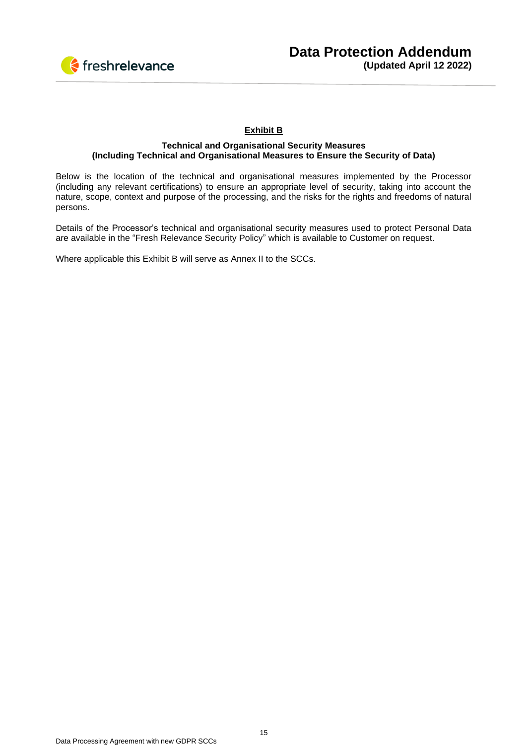## Exhibit B

**Technical and Organisational Security Measures**
**(Including Technical and Organisational Measures to Ensure the Security of Data)**

Below is the location of the technical and organisational measures implemented by the Processor (including any relevant certifications) to ensure an appropriate level of security, taking into account the nature, scope, context and purpose of the processing, and the risks for the rights and freedoms of natural persons.

Details of the Processor's technical and organisational security measures used to protect Personal Data are available in the "Fresh Relevance Security Policy" which is available to Customer on request.

Where applicable this Exhibit B will serve as Annex II to the SCCs.